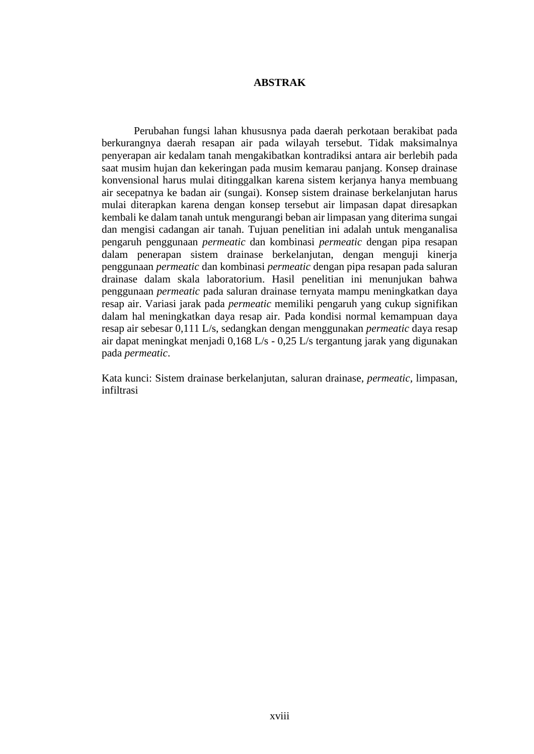# ABSTRAK

Perubahan fungsi lahan khususnya pada daerah perkotaan berakibat pada berkurangnya daerah resapan air pada wilayah tersebut. Tidak maksimalnya penyerapan air kedalam tanah mengakibatkan kontradiksi antara air berlebih pada saat musim hujan dan kekeringan pada musim kemarau panjang. Konsep drainase konvensional harus mulai ditinggalkan karena sistem kerjanya hanya membuang air secepatnya ke badan air (sungai). Konsep sistem drainase berkelanjutan harus mulai diterapkan karena dengan konsep tersebut air limpasan dapat diresapkan kembali ke dalam tanah untuk mengurangi beban air limpasan yang diterima sungai dan mengisi cadangan air tanah. Tujuan penelitian ini adalah untuk menganalisa pengaruh penggunaan *permeatic* dan kombinasi *permeatic* dengan pipa resapan dalam penerapan sistem drainase berkelanjutan, dengan menguji kinerja penggunaan *permeatic* dan kombinasi *permeatic* dengan pipa resapan pada saluran drainase dalam skala laboratorium. Hasil penelitian ini menunjukan bahwa penggunaan *permeatic* pada saluran drainase ternyata mampu meningkatkan daya resap air. Variasi jarak pada *permeatic* memiliki pengaruh yang cukup signifikan dalam hal meningkatkan daya resap air. Pada kondisi normal kemampuan daya resap air sebesar 0,111 L/s, sedangkan dengan menggunakan *permeatic* daya resap air dapat meningkat menjadi 0,168 L/s - 0,25 L/s tergantung jarak yang digunakan pada *permeatic*.

Kata kunci: Sistem drainase berkelanjutan, saluran drainase, *permeatic*, limpasan, infiltrasi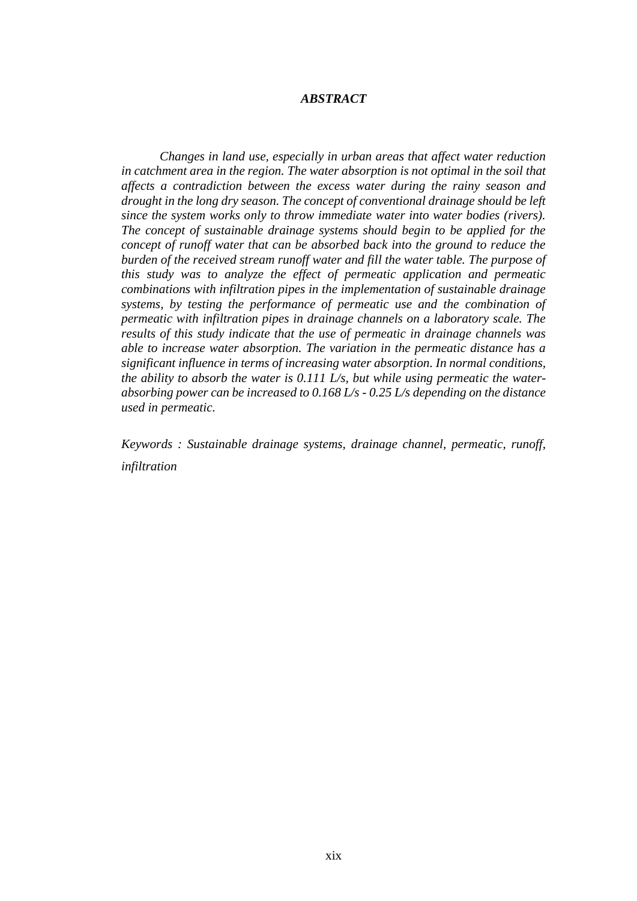# *ABSTRACT*

*Changes in land use, especially in urban areas that affect water reduction in catchment area in the region. The water absorption is not optimal in the soil that affects a contradiction between the excess water during the rainy season and drought in the long dry season. The concept of conventional drainage should be left since the system works only to throw immediate water into water bodies (rivers). The concept of sustainable drainage systems should begin to be applied for the concept of runoff water that can be absorbed back into the ground to reduce the burden of the received stream runoff water and fill the water table. The purpose of this study was to analyze the effect of permeatic application and permeatic combinations with infiltration pipes in the implementation of sustainable drainage systems, by testing the performance of permeatic use and the combination of permeatic with infiltration pipes in drainage channels on a laboratory scale. The results of this study indicate that the use of permeatic in drainage channels was able to increase water absorption. The variation in the permeatic distance has a significant influence in terms of increasing water absorption. In normal conditions, the ability to absorb the water is 0.111 L/s, but while using permeatic the water-absorbing power can be increased to 0.168 L/s - 0.25 L/s depending on the distance used in permeatic.*

*Keywords : Sustainable drainage systems, drainage channel, permeatic, runoff, infiltration*